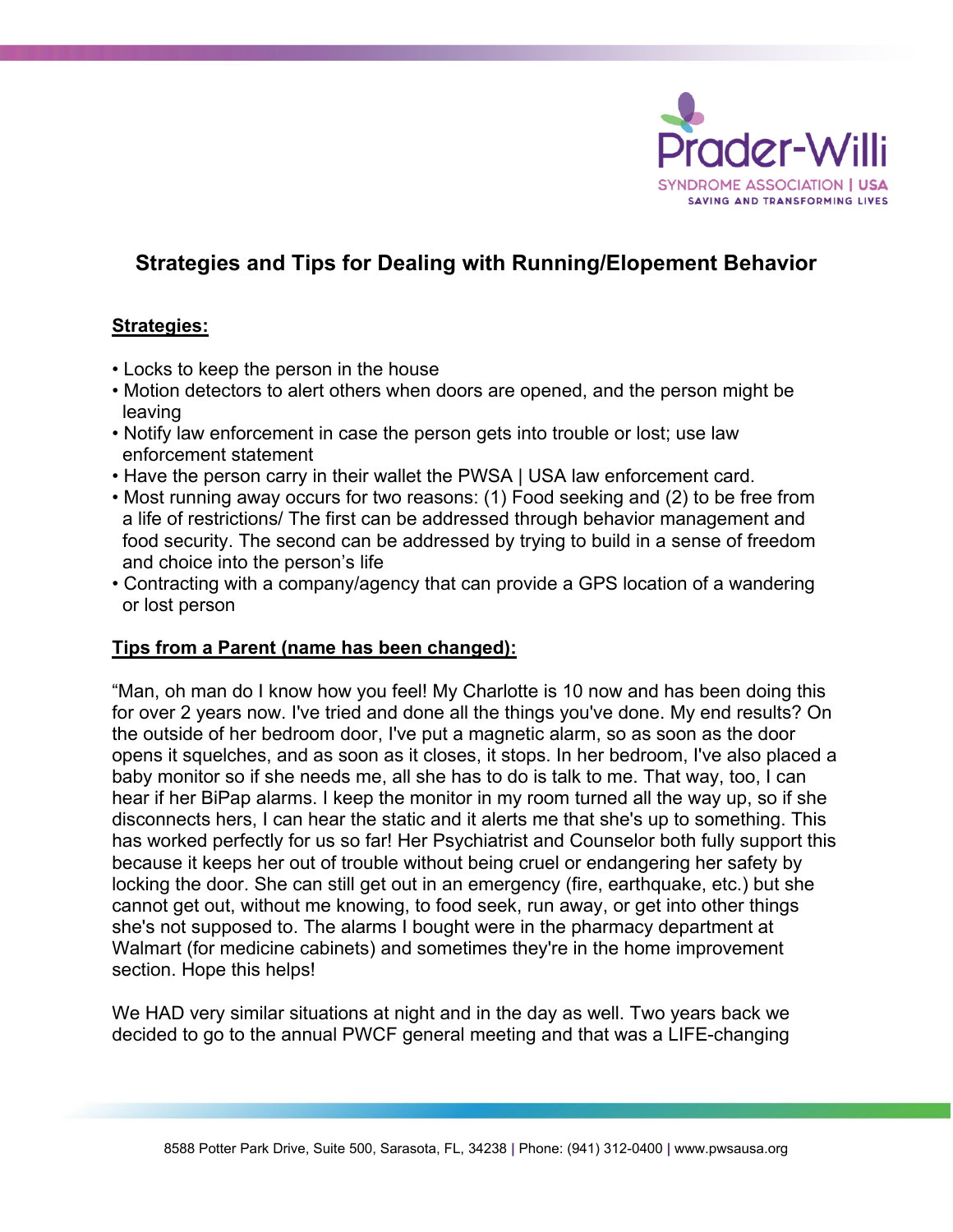# Strategies and Tips for Dealing with Running/Elopement Behavior

**Strategies:**

- Locks to keep the person in the house
- Motion detectors to alert others when doors are opened, and the person might be leaving
- Notify law enforcement in case the person gets into trouble or lost; use law enforcement statement
- Have the person carry in their wallet the PWSA | USA law enforcement card.
- Most running away occurs for two reasons: (1) Food seeking and (2) to be free from a life of restrictions/ The first can be addressed through behavior management and food security. The second can be addressed by trying to build in a sense of freedom and choice into the person's life
- Contracting with a company/agency that can provide a GPS location of a wandering or lost person

**Tips from a Parent (name has been changed):**

"Man, oh man do I know how you feel! My Charlotte is 10 now and has been doing this for over 2 years now. I've tried and done all the things you've done. My end results? On the outside of her bedroom door, I've put a magnetic alarm, so as soon as the door opens it squelches, and as soon as it closes, it stops. In her bedroom, I've also placed a baby monitor so if she needs me, all she has to do is talk to me. That way, too, I can hear if her BiPap alarms. I keep the monitor in my room turned all the way up, so if she disconnects hers, I can hear the static and it alerts me that she's up to something. This has worked perfectly for us so far! Her Psychiatrist and Counselor both fully support this because it keeps her out of trouble without being cruel or endangering her safety by locking the door. She can still get out in an emergency (fire, earthquake, etc.) but she cannot get out, without me knowing, to food seek, run away, or get into other things she's not supposed to. The alarms I bought were in the pharmacy department at Walmart (for medicine cabinets) and sometimes they're in the home improvement section. Hope this helps!

We HAD very similar situations at night and in the day as well. Two years back we decided to go to the annual PWCF general meeting and that was a LIFE-changing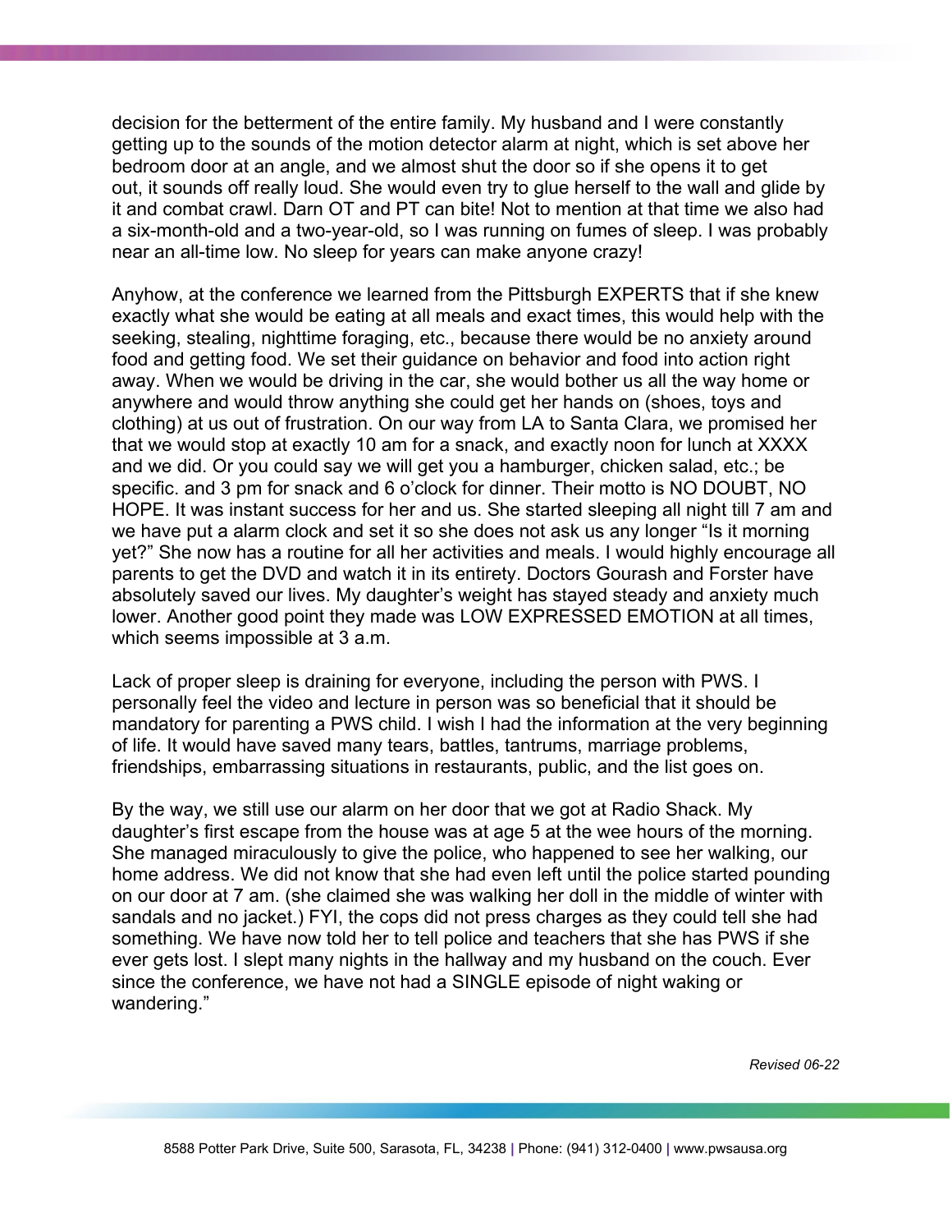decision for the betterment of the entire family. My husband and I were constantly getting up to the sounds of the motion detector alarm at night, which is set above her bedroom door at an angle, and we almost shut the door so if she opens it to get out, it sounds off really loud. She would even try to glue herself to the wall and glide by it and combat crawl. Darn OT and PT can bite! Not to mention at that time we also had a six-month-old and a two-year-old, so I was running on fumes of sleep. I was probably near an all-time low. No sleep for years can make anyone crazy!

Anyhow, at the conference we learned from the Pittsburgh EXPERTS that if she knew exactly what she would be eating at all meals and exact times, this would help with the seeking, stealing, nighttime foraging, etc., because there would be no anxiety around food and getting food. We set their guidance on behavior and food into action right away. When we would be driving in the car, she would bother us all the way home or anywhere and would throw anything she could get her hands on (shoes, toys and clothing) at us out of frustration. On our way from LA to Santa Clara, we promised her that we would stop at exactly 10 am for a snack, and exactly noon for lunch at XXXX and we did. Or you could say we will get you a hamburger, chicken salad, etc.; be specific. and 3 pm for snack and 6 o'clock for dinner. Their motto is NO DOUBT, NO HOPE. It was instant success for her and us. She started sleeping all night till 7 am and we have put a alarm clock and set it so she does not ask us any longer "Is it morning yet?" She now has a routine for all her activities and meals. I would highly encourage all parents to get the DVD and watch it in its entirety. Doctors Gourash and Forster have absolutely saved our lives. My daughter's weight has stayed steady and anxiety much lower. Another good point they made was LOW EXPRESSED EMOTION at all times, which seems impossible at 3 a.m.

Lack of proper sleep is draining for everyone, including the person with PWS. I personally feel the video and lecture in person was so beneficial that it should be mandatory for parenting a PWS child. I wish I had the information at the very beginning of life. It would have saved many tears, battles, tantrums, marriage problems, friendships, embarrassing situations in restaurants, public, and the list goes on.

By the way, we still use our alarm on her door that we got at Radio Shack. My daughter's first escape from the house was at age 5 at the wee hours of the morning. She managed miraculously to give the police, who happened to see her walking, our home address. We did not know that she had even left until the police started pounding on our door at 7 am. (she claimed she was walking her doll in the middle of winter with sandals and no jacket.) FYI, the cops did not press charges as they could tell she had something. We have now told her to tell police and teachers that she has PWS if she ever gets lost. I slept many nights in the hallway and my husband on the couch. Ever since the conference, we have not had a SINGLE episode of night waking or wandering."

*Revised 06-22*

8588 Potter Park Drive, Suite 500, Sarasota, FL, 34238 | Phone: (941) 312-0400 | www.pwsausa.org